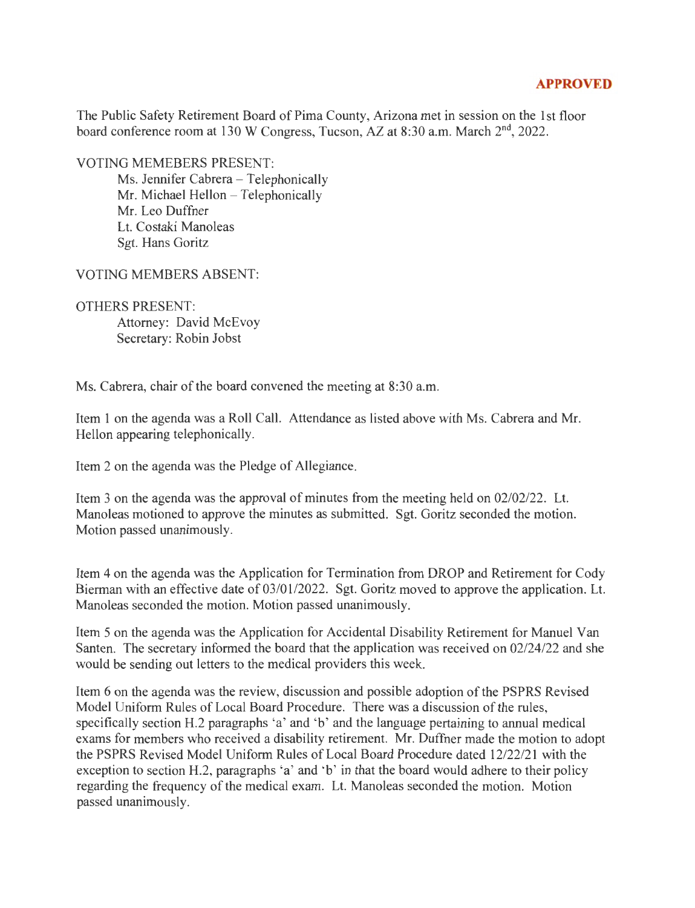**APPROVED**

The Public Safety Retirement Board of Pima County, Arizona met in session on the 1st floor board conference room at 130 W Congress, Tucson, AZ at 8:30 a.m. March 2nd, 2022.

VOTING MEMEBERS PRESENT:

Ms. Jennifer Cabrera – Telephonically
Mr. Michael Hellon – Telephonically
Mr. Leo Duffner
Lt. Costaki Manoleas
Sgt. Hans Goritz

VOTING MEMBERS ABSENT:

OTHERS PRESENT:

Attorney: David McEvoy
Secretary: Robin Jobst

Ms. Cabrera, chair of the board convened the meeting at 8:30 a.m.

Item 1 on the agenda was a Roll Call. Attendance as listed above with Ms. Cabrera and Mr. Hellon appearing telephonically.

Item 2 on the agenda was the Pledge of Allegiance.

Item 3 on the agenda was the approval of minutes from the meeting held on 02/02/22. Lt. Manoleas motioned to approve the minutes as submitted. Sgt. Goritz seconded the motion. Motion passed unanimously.

Item 4 on the agenda was the Application for Termination from DROP and Retirement for Cody Bierman with an effective date of 03/01/2022. Sgt. Goritz moved to approve the application. Lt. Manoleas seconded the motion. Motion passed unanimously.

Item 5 on the agenda was the Application for Accidental Disability Retirement for Manuel Van Santen. The secretary informed the board that the application was received on 02/24/22 and she would be sending out letters to the medical providers this week.

Item 6 on the agenda was the review, discussion and possible adoption of the PSPRS Revised Model Uniform Rules of Local Board Procedure. There was a discussion of the rules, specifically section H.2 paragraphs 'a' and 'b' and the language pertaining to annual medical exams for members who received a disability retirement. Mr. Duffner made the motion to adopt the PSPRS Revised Model Uniform Rules of Local Board Procedure dated 12/22/21 with the exception to section H.2, paragraphs 'a' and 'b' in that the board would adhere to their policy regarding the frequency of the medical exam. Lt. Manoleas seconded the motion. Motion passed unanimously.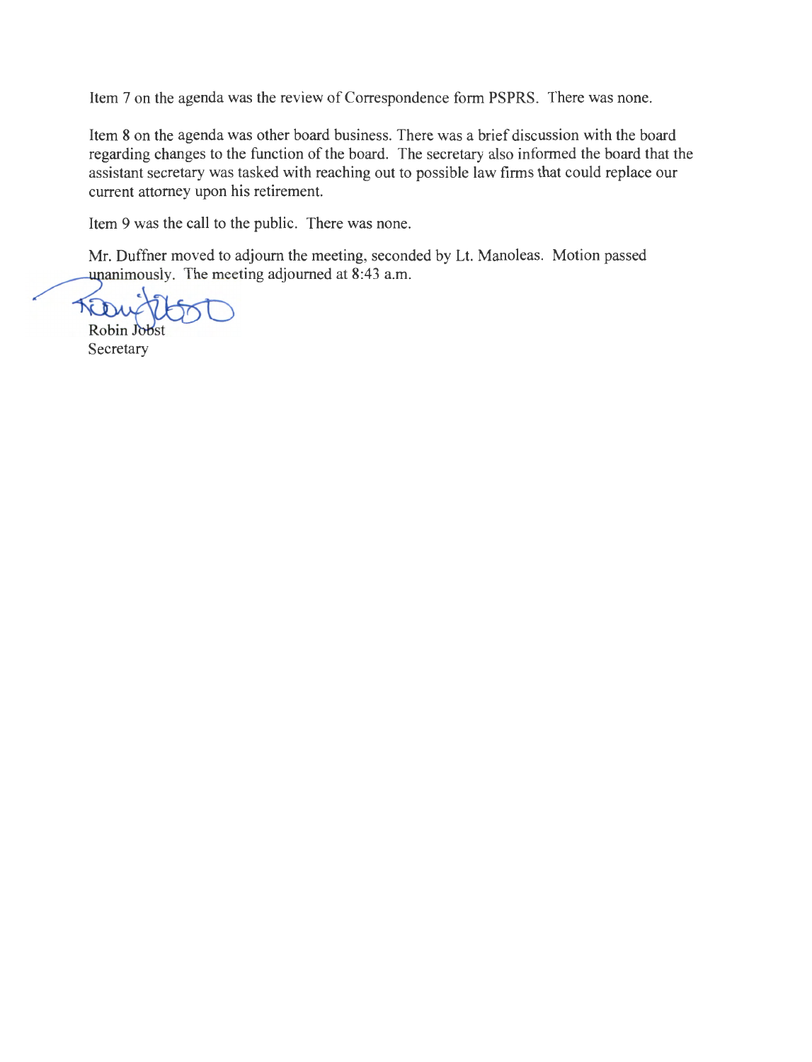Item 7 on the agenda was the review of Correspondence form PSPRS. There was none.

Item 8 on the agenda was other board business. There was a brief discussion with the board regarding changes to the function of the board. The secretary also informed the board that the assistant secretary was tasked with reaching out to possible law firms that could replace our current attorney upon his retirement.

Item 9 was the call to the public. There was none.

Mr. Duffner moved to adjourn the meeting, seconded by Lt. Manoleas. Motion passed unanimously. The meeting adjourned at 8:43 a.m.

Robin Jobst  
Secretary